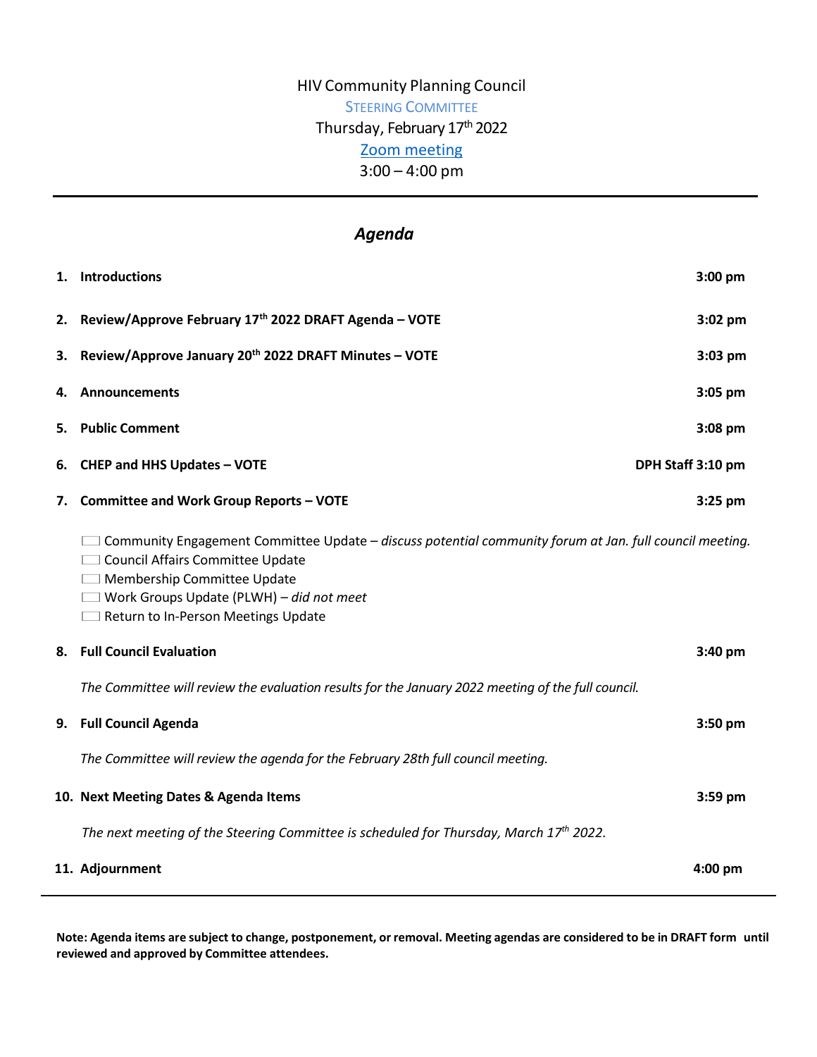HIV Community Planning Council

STEERING COMMITTEE

Thursday, February 17th 2022

[Zoom meeting]

3:00 – 4:00 pm

---

## *Agenda*

1. **Introductions** **3:00 pm**

2. **Review/Approve February 17th 2022 DRAFT Agenda – VOTE** **3:02 pm**

3. **Review/Approve January 20th 2022 DRAFT Minutes – VOTE** **3:03 pm**

4. **Announcements** **3:05 pm**

5. **Public Comment** **3:08 pm**

6. **CHEP and HHS Updates – VOTE** **DPH Staff 3:10 pm**

7. **Committee and Work Group Reports – VOTE** **3:25 pm**

   - ☐ Community Engagement Committee Update – *discuss potential community forum at Jan. full council meeting.*
   - ☐ Council Affairs Committee Update
   - ☐ Membership Committee Update
   - ☐ Work Groups Update (PLWH) – *did not meet*
   - ☐ Return to In-Person Meetings Update

8. **Full Council Evaluation** **3:40 pm**

   *The Committee will review the evaluation results for the January 2022 meeting of the full council.*

9. **Full Council Agenda** **3:50 pm**

   *The Committee will review the agenda for the February 28th full council meeting.*

10. **Next Meeting Dates & Agenda Items** **3:59 pm**

    *The next meeting of the Steering Committee is scheduled for Thursday, March 17th 2022.*

11. **Adjournment** **4:00 pm**

---

**Note: Agenda items are subject to change, postponement, or removal. Meeting agendas are considered to be in DRAFT form until reviewed and approved by Committee attendees.**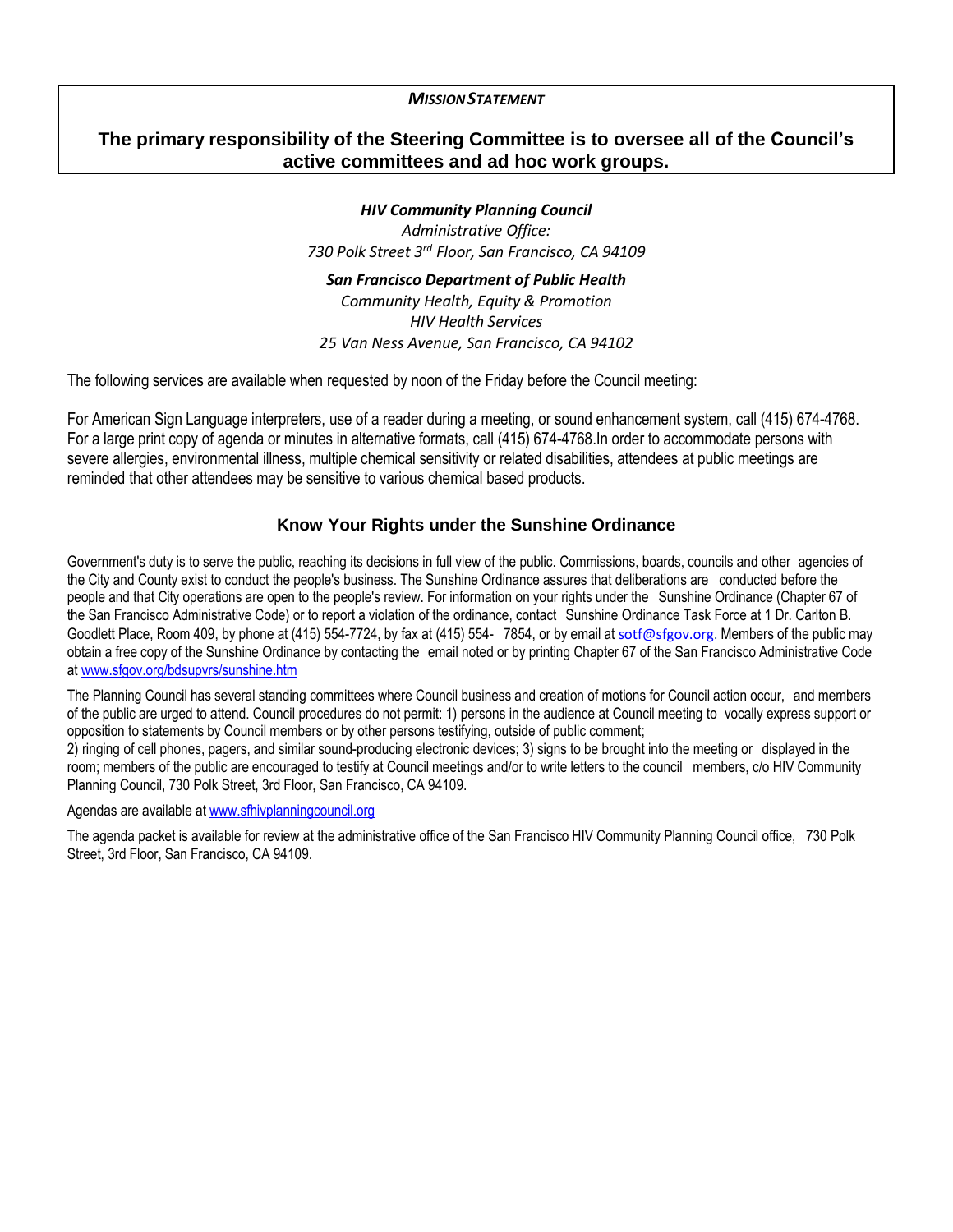***MISSION STATEMENT***

## The primary responsibility of the Steering Committee is to oversee all of the Council's active committees and ad hoc work groups.

***HIV Community Planning Council***
*Administrative Office:*
*730 Polk Street 3rd Floor, San Francisco, CA 94109*

***San Francisco Department of Public Health***
*Community Health, Equity & Promotion*
*HIV Health Services*
*25 Van Ness Avenue, San Francisco, CA 94102*

The following services are available when requested by noon of the Friday before the Council meeting:

For American Sign Language interpreters, use of a reader during a meeting, or sound enhancement system, call (415) 674-4768. For a large print copy of agenda or minutes in alternative formats, call (415) 674-4768.In order to accommodate persons with severe allergies, environmental illness, multiple chemical sensitivity or related disabilities, attendees at public meetings are reminded that other attendees may be sensitive to various chemical based products.

### Know Your Rights under the Sunshine Ordinance

Government's duty is to serve the public, reaching its decisions in full view of the public. Commissions, boards, councils and other agencies of the City and County exist to conduct the people's business. The Sunshine Ordinance assures that deliberations are conducted before the people and that City operations are open to the people's review. For information on your rights under the Sunshine Ordinance (Chapter 67 of the San Francisco Administrative Code) or to report a violation of the ordinance, contact Sunshine Ordinance Task Force at 1 Dr. Carlton B. Goodlett Place, Room 409, by phone at (415) 554-7724, by fax at (415) 554- 7854, or by email at sotf@sfgov.org. Members of the public may obtain a free copy of the Sunshine Ordinance by contacting the email noted or by printing Chapter 67 of the San Francisco Administrative Code at www.sfgov.org/bdsupvrs/sunshine.htm

The Planning Council has several standing committees where Council business and creation of motions for Council action occur, and members of the public are urged to attend. Council procedures do not permit: 1) persons in the audience at Council meeting to vocally express support or opposition to statements by Council members or by other persons testifying, outside of public comment;
2) ringing of cell phones, pagers, and similar sound-producing electronic devices; 3) signs to be brought into the meeting or displayed in the room; members of the public are encouraged to testify at Council meetings and/or to write letters to the council members, c/o HIV Community Planning Council, 730 Polk Street, 3rd Floor, San Francisco, CA 94109.

Agendas are available at www.sfhivplanningcouncil.org

The agenda packet is available for review at the administrative office of the San Francisco HIV Community Planning Council office, 730 Polk Street, 3rd Floor, San Francisco, CA 94109.